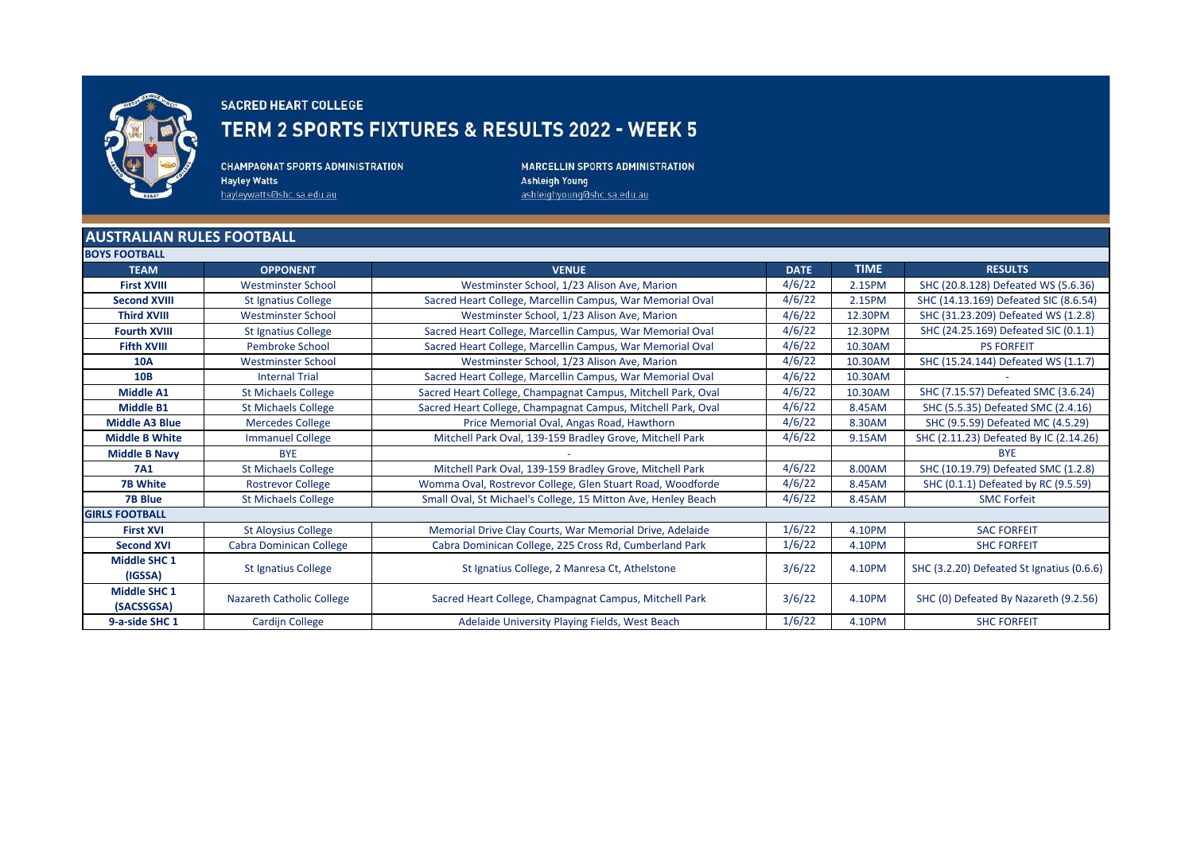SACRED HEART COLLEGE

# TERM 2 SPORTS FIXTURES & RESULTS 2022 - WEEK 5

**CHAMPAGNAT SPORTS ADMINISTRATION**
**Hayley Watts**
hayleywatts@shc.sa.edu.au

**MARCELLIN SPORTS ADMINISTRATION**
**Ashleigh Young**
ashleighyoung@shc.sa.edu.au

## AUSTRALIAN RULES FOOTBALL

| TEAM | OPPONENT | VENUE | DATE | TIME | RESULTS |
|---|---|---|---|---|---|
| **BOYS FOOTBALL** | | | | | |
| **First XVIII** | Westminster School | Westminster School, 1/23 Alison Ave, Marion | 4/6/22 | 2.15PM | SHC (20.8.128) Defeated WS (5.6.36) |
| **Second XVIII** | St Ignatius College | Sacred Heart College, Marcellin Campus, War Memorial Oval | 4/6/22 | 2.15PM | SHC (14.13.169) Defeated SIC (8.6.54) |
| **Third XVIII** | Westminster School | Westminster School, 1/23 Alison Ave, Marion | 4/6/22 | 12.30PM | SHC (31.23.209) Defeated WS (1.2.8) |
| **Fourth XVIII** | St Ignatius College | Sacred Heart College, Marcellin Campus, War Memorial Oval | 4/6/22 | 12.30PM | SHC (24.25.169) Defeated SIC (0.1.1) |
| **Fifth XVIII** | Pembroke School | Sacred Heart College, Marcellin Campus, War Memorial Oval | 4/6/22 | 10.30AM | PS FORFEIT |
| **10A** | Westminster School | Westminster School, 1/23 Alison Ave, Marion | 4/6/22 | 10.30AM | SHC (15.24.144) Defeated WS (1.1.7) |
| **10B** | Internal Trial | Sacred Heart College, Marcellin Campus, War Memorial Oval | 4/6/22 | 10.30AM | - |
| **Middle A1** | St Michaels College | Sacred Heart College, Champagnat Campus, Mitchell Park, Oval | 4/6/22 | 10.30AM | SHC (7.15.57) Defeated SMC (3.6.24) |
| **Middle B1** | St Michaels College | Sacred Heart College, Champagnat Campus, Mitchell Park, Oval | 4/6/22 | 8.45AM | SHC (5.5.35) Defeated SMC (2.4.16) |
| **Middle A3 Blue** | Mercedes College | Price Memorial Oval, Angas Road, Hawthorn | 4/6/22 | 8.30AM | SHC (9.5.59) Defeated MC (4.5.29) |
| **Middle B White** | Immanuel College | Mitchell Park Oval, 139-159 Bradley Grove, Mitchell Park | 4/6/22 | 9.15AM | SHC (2.11.23) Defeated By IC (2.14.26) |
| **Middle B Navy** | BYE | - | | | BYE |
| **7A1** | St Michaels College | Mitchell Park Oval, 139-159 Bradley Grove, Mitchell Park | 4/6/22 | 8.00AM | SHC (10.19.79) Defeated SMC (1.2.8) |
| **7B White** | Rostrevor College | Womma Oval, Rostrevor College, Glen Stuart Road, Woodforde | 4/6/22 | 8.45AM | SHC (0.1.1) Defeated by RC (9.5.59) |
| **7B Blue** | St Michaels College | Small Oval, St Michael's College, 15 Mitton Ave, Henley Beach | 4/6/22 | 8.45AM | SMC Forfeit |
| **GIRLS FOOTBALL** | | | | | |
| **First XVI** | St Aloysius College | Memorial Drive Clay Courts, War Memorial Drive, Adelaide | 1/6/22 | 4.10PM | SAC FORFEIT |
| **Second XVI** | Cabra Dominican College | Cabra Dominican College, 225 Cross Rd, Cumberland Park | 1/6/22 | 4.10PM | SHC FORFEIT |
| **Middle SHC 1 (IGSSA)** | St Ignatius College | St Ignatius College, 2 Manresa Ct, Athelstone | 3/6/22 | 4.10PM | SHC (3.2.20) Defeated St Ignatius (0.6.6) |
| **Middle SHC 1 (SACSSGSA)** | Nazareth Catholic College | Sacred Heart College, Champagnat Campus, Mitchell Park | 3/6/22 | 4.10PM | SHC (0) Defeated By Nazareth (9.2.56) |
| **9-a-side SHC 1** | Cardijn College | Adelaide University Playing Fields, West Beach | 1/6/22 | 4.10PM | SHC FORFEIT |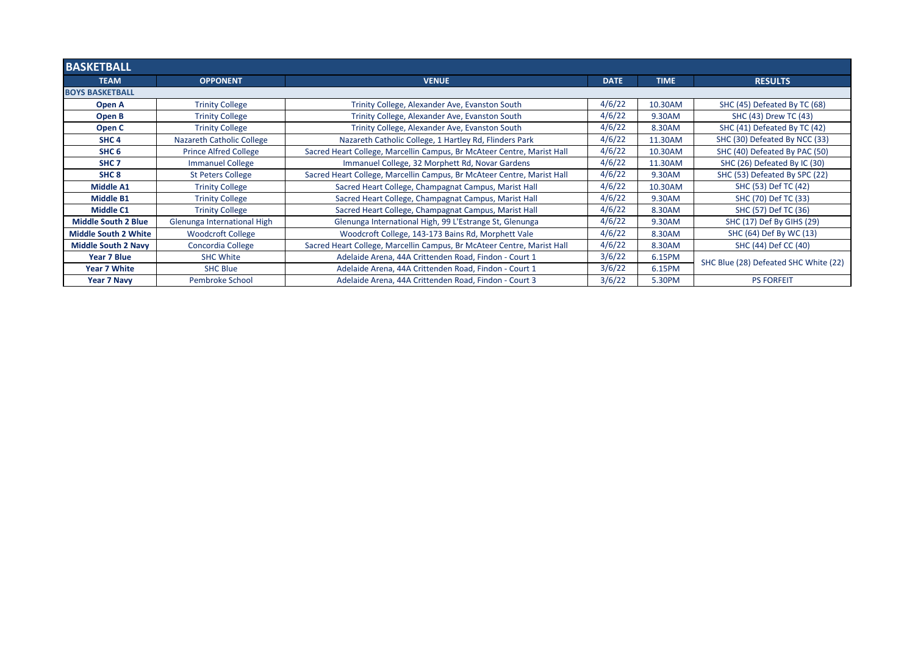## BASKETBALL

| TEAM | OPPONENT | VENUE | DATE | TIME | RESULTS |
|---|---|---|---|---|---|
| **BOYS BASKETBALL** | | | | | |
| **Open A** | Trinity College | Trinity College, Alexander Ave, Evanston South | 4/6/22 | 10.30AM | SHC (45) Defeated By TC (68) |
| **Open B** | Trinity College | Trinity College, Alexander Ave, Evanston South | 4/6/22 | 9.30AM | SHC (43) Drew TC (43) |
| **Open C** | Trinity College | Trinity College, Alexander Ave, Evanston South | 4/6/22 | 8.30AM | SHC (41) Defeated By TC (42) |
| **SHC 4** | Nazareth Catholic College | Nazareth Catholic College, 1 Hartley Rd, Flinders Park | 4/6/22 | 11.30AM | SHC (30) Defeated By NCC (33) |
| **SHC 6** | Prince Alfred College | Sacred Heart College, Marcellin Campus, Br McAteer Centre, Marist Hall | 4/6/22 | 10.30AM | SHC (40) Defeated By PAC (50) |
| **SHC 7** | Immanuel College | Immanuel College, 32 Morphett Rd, Novar Gardens | 4/6/22 | 11.30AM | SHC (26) Defeated By IC (30) |
| **SHC 8** | St Peters College | Sacred Heart College, Marcellin Campus, Br McAteer Centre, Marist Hall | 4/6/22 | 9.30AM | SHC (53) Defeated By SPC (22) |
| **Middle A1** | Trinity College | Sacred Heart College, Champagnat Campus, Marist Hall | 4/6/22 | 10.30AM | SHC (53) Def TC (42) |
| **Middle B1** | Trinity College | Sacred Heart College, Champagnat Campus, Marist Hall | 4/6/22 | 9.30AM | SHC (70) Def TC (33) |
| **Middle C1** | Trinity College | Sacred Heart College, Champagnat Campus, Marist Hall | 4/6/22 | 8.30AM | SHC (57) Def TC (36) |
| **Middle South 2 Blue** | Glenunga International High | Glenunga International High, 99 L'Estrange St, Glenunga | 4/6/22 | 9.30AM | SHC (17) Def By GIHS (29) |
| **Middle South 2 White** | Woodcroft College | Woodcroft College, 143-173 Bains Rd, Morphett Vale | 4/6/22 | 8.30AM | SHC (64) Def By WC (13) |
| **Middle South 2 Navy** | Concordia College | Sacred Heart College, Marcellin Campus, Br McAteer Centre, Marist Hall | 4/6/22 | 8.30AM | SHC (44) Def CC (40) |
| **Year 7 Blue** | SHC White | Adelaide Arena, 44A Crittenden Road, Findon - Court 1 | 3/6/22 | 6.15PM | SHC Blue (28) Defeated SHC White (22) |
| **Year 7 White** | SHC Blue | Adelaide Arena, 44A Crittenden Road, Findon - Court 1 | 3/6/22 | 6.15PM | |
| **Year 7 Navy** | Pembroke School | Adelaide Arena, 44A Crittenden Road, Findon - Court 3 | 3/6/22 | 5.30PM | PS FORFEIT |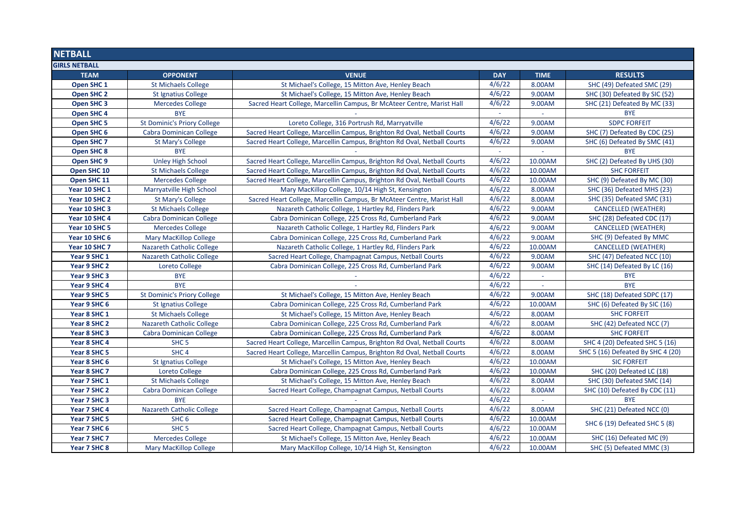# NETBALL

## GIRLS NETBALL

| TEAM | OPPONENT | VENUE | DAY | TIME | RESULTS |
|---|---|---|---|---|---|
| Open SHC 1 | St Michaels College | St Michael's College, 15 Mitton Ave, Henley Beach | 4/6/22 | 8.00AM | SHC (49) Defeated SMC (29) |
| Open SHC 2 | St Ignatius College | St Michael's College, 15 Mitton Ave, Henley Beach | 4/6/22 | 9.00AM | SHC (30) Defeated By SIC (52) |
| Open SHC 3 | Mercedes College | Sacred Heart College, Marcellin Campus, Br McAteer Centre, Marist Hall | 4/6/22 | 9.00AM | SHC (21) Defeated By MC (33) |
| Open SHC 4 | BYE | - | - | - | BYE |
| Open SHC 5 | St Dominic's Priory College | Loreto College, 316 Portrush Rd, Marryatville | 4/6/22 | 9.00AM | SDPC FORFEIT |
| Open SHC 6 | Cabra Dominican College | Sacred Heart College, Marcellin Campus, Brighton Rd Oval, Netball Courts | 4/6/22 | 9.00AM | SHC (7) Defeated By CDC (25) |
| Open SHC 7 | St Mary's College | Sacred Heart College, Marcellin Campus, Brighton Rd Oval, Netball Courts | 4/6/22 | 9.00AM | SHC (6) Defeated By SMC (41) |
| Open SHC 8 | BYE | - | - | - | BYE |
| Open SHC 9 | Unley High School | Sacred Heart College, Marcellin Campus, Brighton Rd Oval, Netball Courts | 4/6/22 | 10.00AM | SHC (2) Defeated By UHS (30) |
| Open SHC 10 | St Michaels College | Sacred Heart College, Marcellin Campus, Brighton Rd Oval, Netball Courts | 4/6/22 | 10.00AM | SHC FORFEIT |
| Open SHC 11 | Mercedes College | Sacred Heart College, Marcellin Campus, Brighton Rd Oval, Netball Courts | 4/6/22 | 10.00AM | SHC (9) Defeated By MC (30) |
| Year 10 SHC 1 | Marryatville High School | Mary MacKillop College, 10/14 High St, Kensington | 4/6/22 | 8.00AM | SHC (36) Defeated MHS (23) |
| Year 10 SHC 2 | St Mary's College | Sacred Heart College, Marcellin Campus, Br McAteer Centre, Marist Hall | 4/6/22 | 8.00AM | SHC (35) Defeated SMC (31) |
| Year 10 SHC 3 | St Michaels College | Nazareth Catholic College, 1 Hartley Rd, Flinders Park | 4/6/22 | 9.00AM | CANCELLED (WEATHER) |
| Year 10 SHC 4 | Cabra Dominican College | Cabra Dominican College, 225 Cross Rd, Cumberland Park | 4/6/22 | 9.00AM | SHC (28) Defeated CDC (17) |
| Year 10 SHC 5 | Mercedes College | Nazareth Catholic College, 1 Hartley Rd, Flinders Park | 4/6/22 | 9.00AM | CANCELLED (WEATHER) |
| Year 10 SHC 6 | Mary MacKillop College | Cabra Dominican College, 225 Cross Rd, Cumberland Park | 4/6/22 | 9.00AM | SHC (9) Defeated By MMC |
| Year 10 SHC 7 | Nazareth Catholic College | Nazareth Catholic College, 1 Hartley Rd, Flinders Park | 4/6/22 | 10.00AM | CANCELLED (WEATHER) |
| Year 9 SHC 1 | Nazareth Catholic College | Sacred Heart College, Champagnat Campus, Netball Courts | 4/6/22 | 9.00AM | SHC (47) Defeated NCC (10) |
| Year 9 SHC 2 | Loreto College | Cabra Dominican College, 225 Cross Rd, Cumberland Park | 4/6/22 | 9.00AM | SHC (14) Defeated By LC (16) |
| Year 9 SHC 3 | BYE | - | 4/6/22 | - | BYE |
| Year 9 SHC 4 | BYE | - | 4/6/22 | - | BYE |
| Year 9 SHC 5 | St Dominic's Priory College | St Michael's College, 15 Mitton Ave, Henley Beach | 4/6/22 | 9.00AM | SHC (18) Defeated SDPC (17) |
| Year 9 SHC 6 | St Ignatius College | Cabra Dominican College, 225 Cross Rd, Cumberland Park | 4/6/22 | 10.00AM | SHC (6) Defeated By SIC (16) |
| Year 8 SHC 1 | St Michaels College | St Michael's College, 15 Mitton Ave, Henley Beach | 4/6/22 | 8.00AM | SHC FORFEIT |
| Year 8 SHC 2 | Nazareth Catholic College | Cabra Dominican College, 225 Cross Rd, Cumberland Park | 4/6/22 | 8.00AM | SHC (42) Defeated NCC (7) |
| Year 8 SHC 3 | Cabra Dominican College | Cabra Dominican College, 225 Cross Rd, Cumberland Park | 4/6/22 | 8.00AM | SHC FORFEIT |
| Year 8 SHC 4 | SHC 5 | Sacred Heart College, Marcellin Campus, Brighton Rd Oval, Netball Courts | 4/6/22 | 8.00AM | SHC 4 (20) Defeated SHC 5 (16) |
| Year 8 SHC 5 | SHC 4 | Sacred Heart College, Marcellin Campus, Brighton Rd Oval, Netball Courts | 4/6/22 | 8.00AM | SHC 5 (16) Defeated By SHC 4 (20) |
| Year 8 SHC 6 | St Ignatius College | St Michael's College, 15 Mitton Ave, Henley Beach | 4/6/22 | 10.00AM | SIC FORFEIT |
| Year 8 SHC 7 | Loreto College | Cabra Dominican College, 225 Cross Rd, Cumberland Park | 4/6/22 | 10.00AM | SHC (20) Defeated LC (18) |
| Year 7 SHC 1 | St Michaels College | St Michael's College, 15 Mitton Ave, Henley Beach | 4/6/22 | 8.00AM | SHC (30) Defeated SMC (14) |
| Year 7 SHC 2 | Cabra Dominican College | Sacred Heart College, Champagnat Campus, Netball Courts | 4/6/22 | 8.00AM | SHC (10) Defeated By CDC (11) |
| Year 7 SHC 3 | BYE | - | 4/6/22 | - | BYE |
| Year 7 SHC 4 | Nazareth Catholic College | Sacred Heart College, Champagnat Campus, Netball Courts | 4/6/22 | 8.00AM | SHC (21) Defeated NCC (0) |
| Year 7 SHC 5 | SHC 6 | Sacred Heart College, Champagnat Campus, Netball Courts | 4/6/22 | 10.00AM | SHC 6 (19) Defeated SHC 5 (8) |
| Year 7 SHC 6 | SHC 5 | Sacred Heart College, Champagnat Campus, Netball Courts | 4/6/22 | 10.00AM | |
| Year 7 SHC 7 | Mercedes College | St Michael's College, 15 Mitton Ave, Henley Beach | 4/6/22 | 10.00AM | SHC (16) Defeated MC (9) |
| Year 7 SHC 8 | Mary MacKillop College | Mary MacKillop College, 10/14 High St, Kensington | 4/6/22 | 10.00AM | SHC (5) Defeated MMC (3) |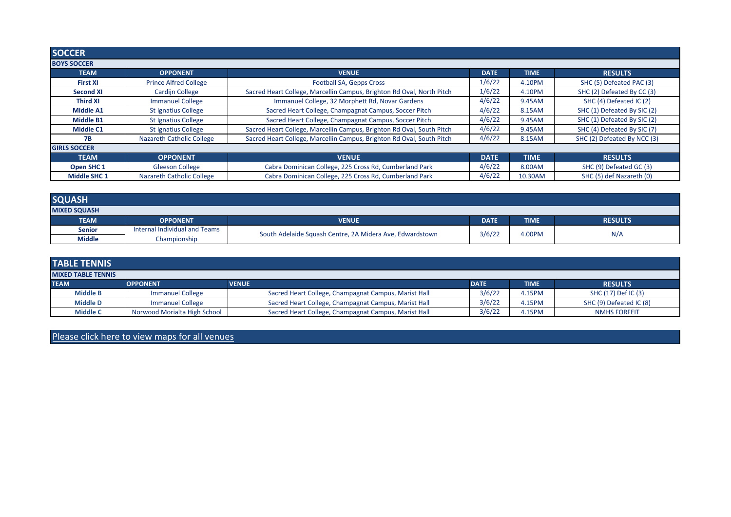## SOCCER

### BOYS SOCCER

| TEAM | OPPONENT | VENUE | DATE | TIME | RESULTS |
|---|---|---|---|---|---|
| **First XI** | Prince Alfred College | Football SA, Gepps Cross | 1/6/22 | 4.10PM | SHC (5) Defeated PAC (3) |
| **Second XI** | Cardijn College | Sacred Heart College, Marcellin Campus, Brighton Rd Oval, North Pitch | 1/6/22 | 4.10PM | SHC (2) Defeated By CC (3) |
| **Third XI** | Immanuel College | Immanuel College, 32 Morphett Rd, Novar Gardens | 4/6/22 | 9.45AM | SHC (4) Defeated IC (2) |
| **Middle A1** | St Ignatius College | Sacred Heart College, Champagnat Campus, Soccer Pitch | 4/6/22 | 8.15AM | SHC (1) Defeated By SIC (2) |
| **Middle B1** | St Ignatius College | Sacred Heart College, Champagnat Campus, Soccer Pitch | 4/6/22 | 9.45AM | SHC (1) Defeated By SIC (2) |
| **Middle C1** | St Ignatius College | Sacred Heart College, Marcellin Campus, Brighton Rd Oval, South Pitch | 4/6/22 | 9.45AM | SHC (4) Defeated By SIC (7) |
| **7B** | Nazareth Catholic College | Sacred Heart College, Marcellin Campus, Brighton Rd Oval, South Pitch | 4/6/22 | 8.15AM | SHC (2) Defeated By NCC (3) |

### GIRLS SOCCER

| TEAM | OPPONENT | VENUE | DATE | TIME | RESULTS |
|---|---|---|---|---|---|
| **Open SHC 1** | Gleeson College | Cabra Dominican College, 225 Cross Rd, Cumberland Park | 4/6/22 | 8.00AM | SHC (9) Defeated GC (3) |
| **Middle SHC 1** | Nazareth Catholic College | Cabra Dominican College, 225 Cross Rd, Cumberland Park | 4/6/22 | 10.30AM | SHC (5) def Nazareth (0) |

## SQUASH

### MIXED SQUASH

| TEAM | OPPONENT | VENUE | DATE | TIME | RESULTS |
|---|---|---|---|---|---|
| **Senior** | Internal Individual and Teams Championship | South Adelaide Squash Centre, 2A Midera Ave, Edwardstown | 3/6/22 | 4.00PM | N/A |
| **Middle** | | | | | |

## TABLE TENNIS

### MIXED TABLE TENNIS

| TEAM | OPPONENT | VENUE | DATE | TIME | RESULTS |
|---|---|---|---|---|---|
| **Middle B** | Immanuel College | Sacred Heart College, Champagnat Campus, Marist Hall | 3/6/22 | 4.15PM | SHC (17) Def IC (3) |
| **Middle D** | Immanuel College | Sacred Heart College, Champagnat Campus, Marist Hall | 3/6/22 | 4.15PM | SHC (9) Defeated IC (8) |
| **Middle C** | Norwood Morialta High School | Sacred Heart College, Champagnat Campus, Marist Hall | 3/6/22 | 4.15PM | NMHS FORFEIT |

Please click here to view maps for all venues